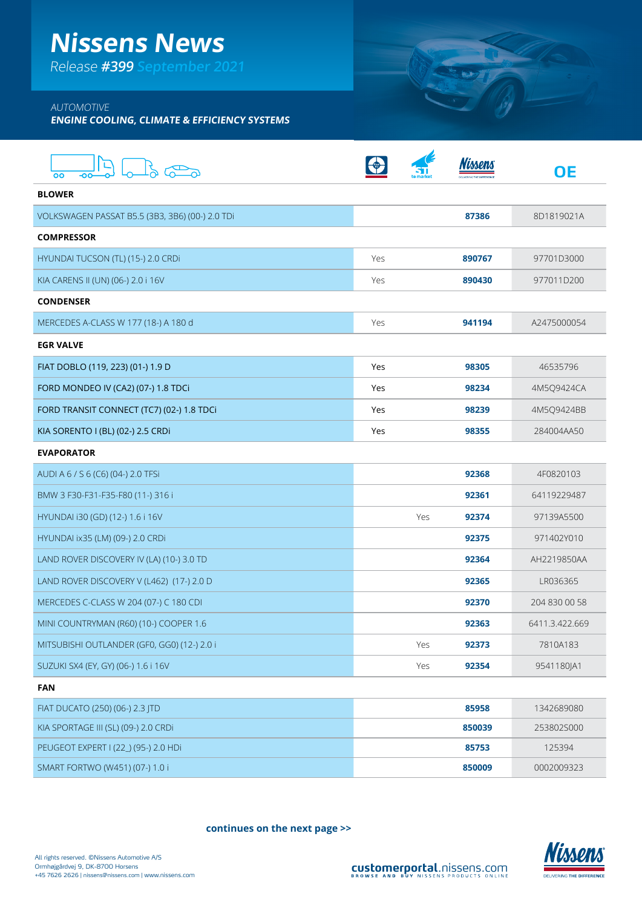# Nissens News

*Release* ***#399*** *September 2021*

*AUTOMOTIVE*

***ENGINE COOLING, CLIMATE & EFFICIENCY SYSTEMS***

| | | First to market | Nissens | OE |
|---|---|---|---|---|
| **BLOWER** | | | | |
| VOLKSWAGEN PASSAT B5.5 (3B3, 3B6) (00-) 2.0 TDi | | | **87386** | 8D1819021A |
| **COMPRESSOR** | | | | |
| HYUNDAI TUCSON (TL) (15-) 2.0 CRDi | Yes | | **890767** | 97701D3000 |
| KIA CARENS II (UN) (06-) 2.0 i 16V | Yes | | **890430** | 977011D200 |
| **CONDENSER** | | | | |
| MERCEDES A-CLASS W 177 (18-) A 180 d | Yes | | **941194** | A2475000054 |
| **EGR VALVE** | | | | |
| FIAT DOBLO (119, 223) (01-) 1.9 D | Yes | | **98305** | 46535796 |
| FORD MONDEO IV (CA2) (07-) 1.8 TDCi | Yes | | **98234** | 4M5Q9424CA |
| FORD TRANSIT CONNECT (TC7) (02-) 1.8 TDCi | Yes | | **98239** | 4M5Q9424BB |
| KIA SORENTO I (BL) (02-) 2.5 CRDi | Yes | | **98355** | 284004AA50 |
| **EVAPORATOR** | | | | |
| AUDI A 6 / S 6 (C6) (04-) 2.0 TFSi | | | **92368** | 4F0820103 |
| BMW 3 F30-F31-F35-F80 (11-) 316 i | | | **92361** | 64119229487 |
| HYUNDAI i30 (GD) (12-) 1.6 i 16V | | Yes | **92374** | 97139A5500 |
| HYUNDAI ix35 (LM) (09-) 2.0 CRDi | | | **92375** | 971402Y010 |
| LAND ROVER DISCOVERY IV (LA) (10-) 3.0 TD | | | **92364** | AH2219850AA |
| LAND ROVER DISCOVERY V (L462) (17-) 2.0 D | | | **92365** | LR036365 |
| MERCEDES C-CLASS W 204 (07-) C 180 CDI | | | **92370** | 204 830 00 58 |
| MINI COUNTRYMAN (R60) (10-) COOPER 1.6 | | | **92363** | 6411.3.422.669 |
| MITSUBISHI OUTLANDER (GF0, GG0) (12-) 2.0 i | | Yes | **92373** | 7810A183 |
| SUZUKI SX4 (EY, GY) (06-) 1.6 i 16V | | Yes | **92354** | 9541180JA1 |
| **FAN** | | | | |
| FIAT DUCATO (250) (06-) 2.3 JTD | | | **85958** | 1342689080 |
| KIA SPORTAGE III (SL) (09-) 2.0 CRDi | | | **850039** | 253802S000 |
| PEUGEOT EXPERT I (22_) (95-) 2.0 HDi | | | **85753** | 125394 |
| SMART FORTWO (W451) (07-) 1.0 i | | | **850009** | 0002009323 |

**continues on the next page >>**

All rights reserved. ©Nissens Automotive A/S
Ormhøjgårdvej 9, DK-8700 Horsens
+45 7626 2626 | nissens@nissens.com | www.nissens.com

**customerportal**.nissens.com
BROWSE AND BUY NISSENS PRODUCTS ONLINE

Nissens DELIVERING THE DIFFERENCE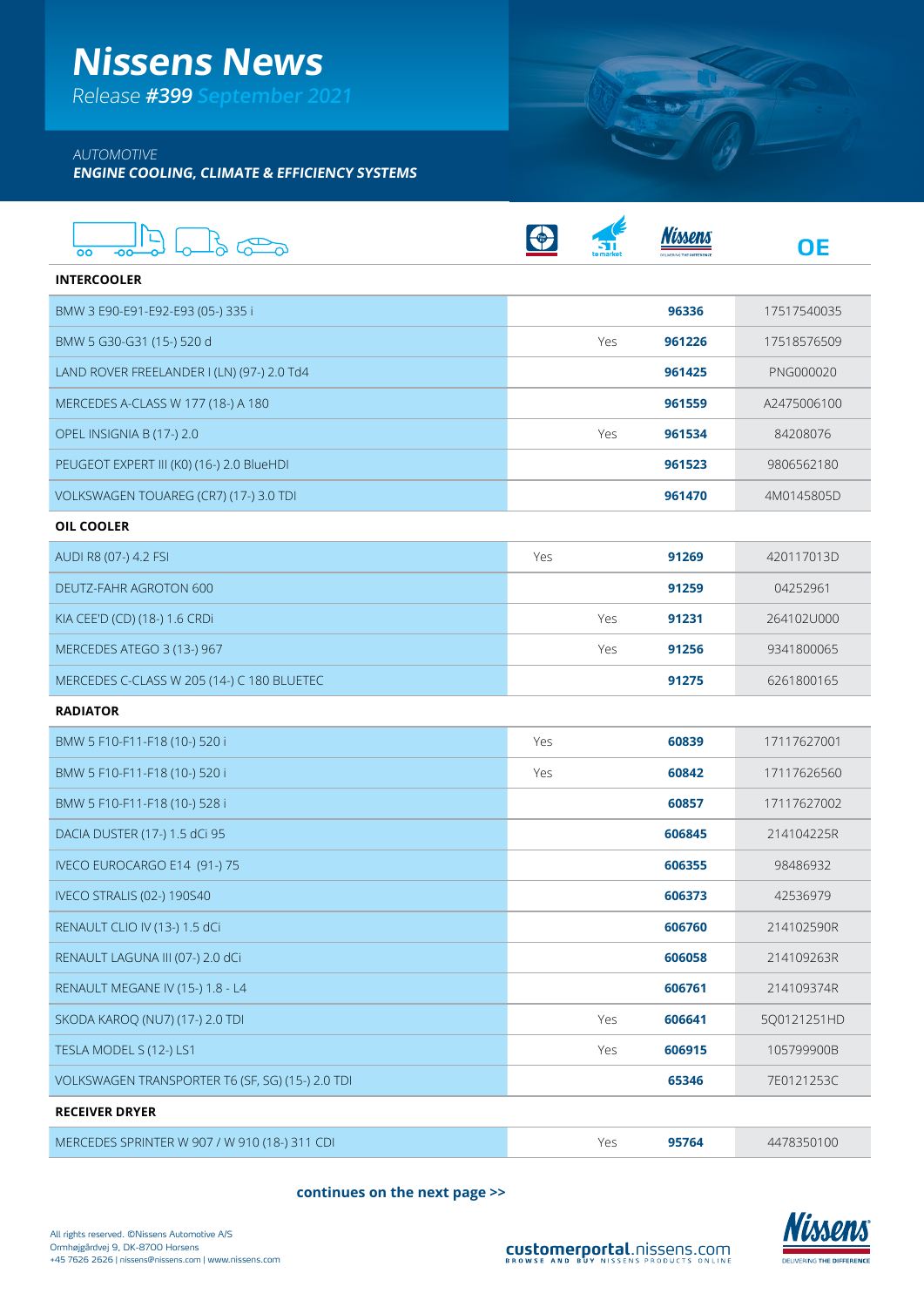# Nissens News

*Release **#399** September 2021*

*AUTOMOTIVE*
***ENGINE COOLING, CLIMATE & EFFICIENCY SYSTEMS***

| | | | Nissens | OE |
|---|---|---|---|---|
| **INTERCOOLER** | | | | |
| BMW 3 E90-E91-E92-E93 (05-) 335 i | | | **96336** | 17517540035 |
| BMW 5 G30-G31 (15-) 520 d | | Yes | **961226** | 17518576509 |
| LAND ROVER FREELANDER I (LN) (97-) 2.0 Td4 | | | **961425** | PNG000020 |
| MERCEDES A-CLASS W 177 (18-) A 180 | | | **961559** | A2475006100 |
| OPEL INSIGNIA B (17-) 2.0 | | Yes | **961534** | 84208076 |
| PEUGEOT EXPERT III (K0) (16-) 2.0 BlueHDI | | | **961523** | 9806562180 |
| VOLKSWAGEN TOUAREG (CR7) (17-) 3.0 TDI | | | **961470** | 4M0145805D |
| **OIL COOLER** | | | | |
| AUDI R8 (07-) 4.2 FSI | Yes | | **91269** | 420117013D |
| DEUTZ-FAHR AGROTON 600 | | | **91259** | 04252961 |
| KIA CEE'D (CD) (18-) 1.6 CRDi | | Yes | **91231** | 264102U000 |
| MERCEDES ATEGO 3 (13-) 967 | | Yes | **91256** | 9341800065 |
| MERCEDES C-CLASS W 205 (14-) C 180 BLUETEC | | | **91275** | 6261800165 |
| **RADIATOR** | | | | |
| BMW 5 F10-F11-F18 (10-) 520 i | Yes | | **60839** | 17117627001 |
| BMW 5 F10-F11-F18 (10-) 520 i | Yes | | **60842** | 17117626560 |
| BMW 5 F10-F11-F18 (10-) 528 i | | | **60857** | 17117627002 |
| DACIA DUSTER (17-) 1.5 dCi 95 | | | **606845** | 214104225R |
| IVECO EUROCARGO E14 (91-) 75 | | | **606355** | 98486932 |
| IVECO STRALIS (02-) 190S40 | | | **606373** | 42536979 |
| RENAULT CLIO IV (13-) 1.5 dCi | | | **606760** | 214102590R |
| RENAULT LAGUNA III (07-) 2.0 dCi | | | **606058** | 214109263R |
| RENAULT MEGANE IV (15-) 1.8 - L4 | | | **606761** | 214109374R |
| SKODA KAROQ (NU7) (17-) 2.0 TDI | | Yes | **606641** | 5Q0121251HD |
| TESLA MODEL S (12-) LS1 | | Yes | **606915** | 105799900B |
| VOLKSWAGEN TRANSPORTER T6 (SF, SG) (15-) 2.0 TDI | | | **65346** | 7E0121253C |
| **RECEIVER DRYER** | | | | |
| MERCEDES SPRINTER W 907 / W 910 (18-) 311 CDI | | Yes | **95764** | 4478350100 |

**continues on the next page >>**

All rights reserved. ©Nissens Automotive A/S
Ormhøjgårdvej 9, DK-8700 Horsens
+45 7626 2626 | nissens@nissens.com | www.nissens.com

**customerportal**.nissens.com
BROWSE AND BUY NISSENS PRODUCTS ONLINE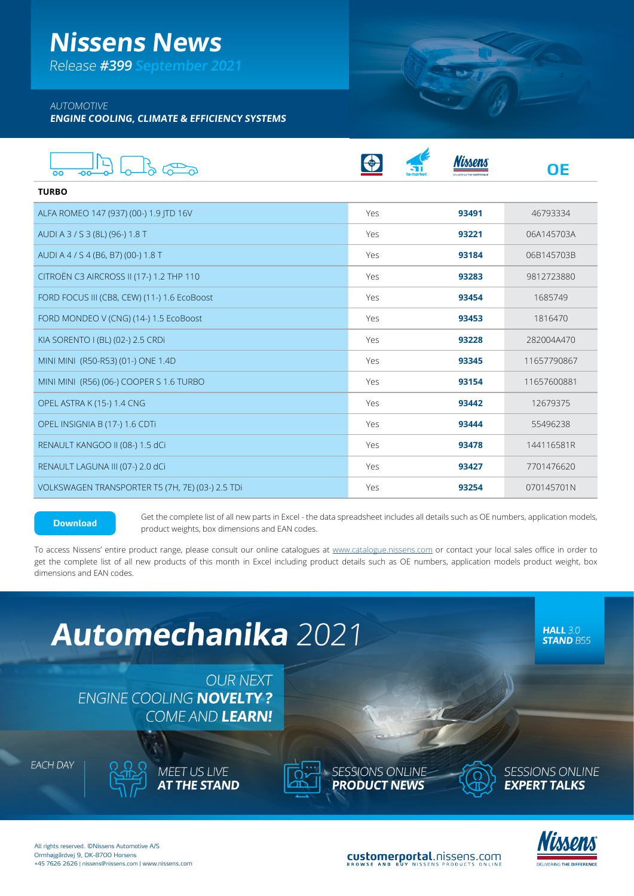# Nissens News

*Release **#399** September 2021*

*AUTOMOTIVE*
***ENGINE COOLING, CLIMATE & EFFICIENCY SYSTEMS***

| TURBO | | Nissens | OE |
|---|---|---|---|
| ALFA ROMEO 147 (937) (00-) 1.9 JTD 16V | Yes | **93491** | 46793334 |
| AUDI A 3 / S 3 (8L) (96-) 1.8 T | Yes | **93221** | 06A145703A |
| AUDI A 4 / S 4 (B6, B7) (00-) 1.8 T | Yes | **93184** | 06B145703B |
| CITROËN C3 AIRCROSS II (17-) 1.2 THP 110 | Yes | **93283** | 9812723880 |
| FORD FOCUS III (CB8, CEW) (11-) 1.6 EcoBoost | Yes | **93454** | 1685749 |
| FORD MONDEO V (CNG) (14-) 1.5 EcoBoost | Yes | **93453** | 1816470 |
| KIA SORENTO I (BL) (02-) 2.5 CRDi | Yes | **93228** | 282004A470 |
| MINI MINI (R50-R53) (01-) ONE 1.4D | Yes | **93345** | 11657790867 |
| MINI MINI (R56) (06-) COOPER S 1.6 TURBO | Yes | **93154** | 11657600881 |
| OPEL ASTRA K (15-) 1.4 CNG | Yes | **93442** | 12679375 |
| OPEL INSIGNIA B (17-) 1.6 CDTi | Yes | **93444** | 55496238 |
| RENAULT KANGOO II (08-) 1.5 dCi | Yes | **93478** | 144116581R |
| RENAULT LAGUNA III (07-) 2.0 dCi | Yes | **93427** | 7701476620 |
| VOLKSWAGEN TRANSPORTER T5 (7H, 7E) (03-) 2.5 TDi | Yes | **93254** | 070145701N |

**Download**

Get the complete list of all new parts in Excel - the data spreadsheet includes all details such as OE numbers, application models, product weights, box dimensions and EAN codes.

To access Nissens' entire product range, please consult our online catalogues at www.catalogue.nissens.com or contact your local sales office in order to get the complete list of all new products of this month in Excel including product details such as OE numbers, application models product weight, box dimensions and EAN codes.

## Automechanika 2021

**HALL** 3.0
**STAND** B55

OUR NEXT
ENGINE COOLING **NOVELTY?**
COME AND **LEARN!**

EACH DAY

MEET US LIVE
**AT THE STAND**

SESSIONS ONLINE
**PRODUCT NEWS**

SESSIONS ONLINE
**EXPERT TALKS**

All rights reserved. ©Nissens Automotive A/S
Ormhøjgårdvej 9, DK-8700 Horsens
+45 7626 2626 | nissens@nissens.com | www.nissens.com

customerportal.nissens.com
BROWSE AND BUY NISSENS PRODUCTS ONLINE

Nissens
DELIVERING THE DIFFERENCE